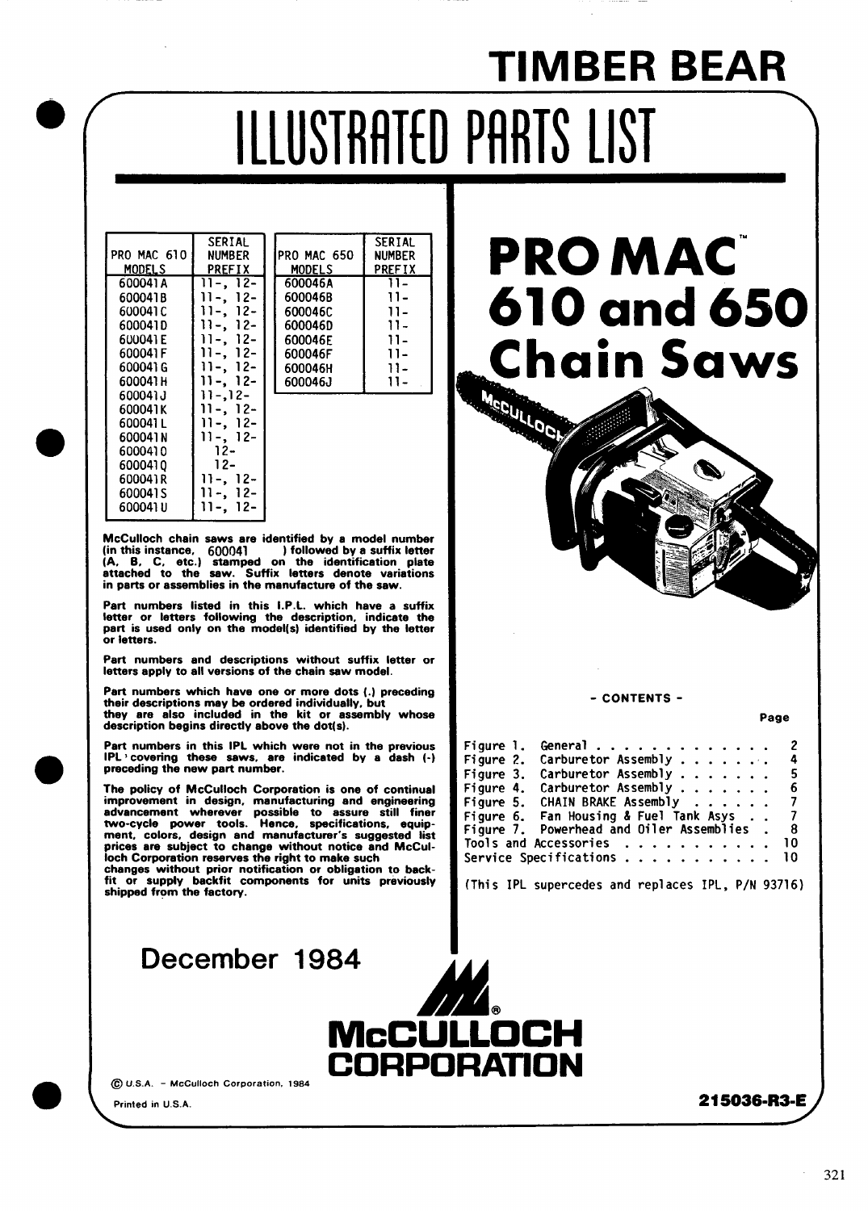# TIMBER BEAR

# ILLUSTRATED PARTS LIST

# PRO MAC™ 610 and 650 Chain Saws

| PRO MAC 610 MODELS | SERIAL NUMBER PREFIX |
|---|---|
| 600041A | 11-, 12- |
| 600041B | 11-, 12- |
| 600041C | 11-, 12- |
| 600041D | 11-, 12- |
| 600041E | 11-, 12- |
| 600041F | 11-, 12- |
| 600041G | 11-, 12- |
| 600041H | 11-, 12- |
| 600041J | 11-,12- |
| 600041K | 11-, 12- |
| 600041L | 11-, 12- |
| 600041N | 11-, 12- |
| 600041O | 12- |
| 600041Q | 12- |
| 600041R | 11-, 12- |
| 600041S | 11-, 12- |
| 600041U | 11-, 12- |

| PRO MAC 650 MODELS | SERIAL NUMBER PREFIX |
|---|---|
| 600046A | 11- |
| 600046B | 11- |
| 600046C | 11- |
| 600046D | 11- |
| 600046E | 11- |
| 600046F | 11- |
| 600046H | 11- |
| 600046J | 11- |

**McCulloch chain saws are identified by a model number (in this instance, 600041 ) followed by a suffix letter (A, B, C, etc.) stamped on the identification plate attached to the saw. Suffix letters denote variations in parts or assemblies in the manufacture of the saw.**

**Part numbers listed in this I.P.L. which have a suffix letter or letters following the description, indicate the part is used only on the model(s) identified by the letter or letters.**

**Part numbers and descriptions without suffix letter or letters apply to all versions of the chain saw model.**

**Part numbers which have one or more dots (.) preceding their descriptions may be ordered individually, but they are also included in the kit or assembly whose description begins directly above the dot(s).**

**Part numbers in this IPL which were not in the previous IPL covering these saws, are indicated by a dash (-) preceding the new part number.**

**The policy of McCulloch Corporation is one of continual improvement in design, manufacturing and engineering advancement wherever possible to assure still finer two-cycle power tools. Hence, specifications, equipment, colors, design and manufacturer's suggested list prices are subject to change without notice and McCulloch Corporation reserves the right to make such changes without prior notification or obligation to backfit or supply backfit components for units previously shipped from the factory.**

## - CONTENTS -

| | | Page |
|---|---|---|
| Figure 1. | General | 2 |
| Figure 2. | Carburetor Assembly | 4 |
| Figure 3. | Carburetor Assembly | 5 |
| Figure 4. | Carburetor Assembly | 6 |
| Figure 5. | CHAIN BRAKE Assembly | 7 |
| Figure 6. | Fan Housing & Fuel Tank Asys | 7 |
| Figure 7. | Powerhead and Oiler Assemblies | 8 |
| Tools and Accessories | | 10 |
| Service Specifications | | 10 |

(This IPL supercedes and replaces IPL, P/N 93716)

December 1984

McCULLOCH CORPORATION

© U.S.A. - McCulloch Corporation, 1984

Printed in U.S.A.

**215036-R3-E**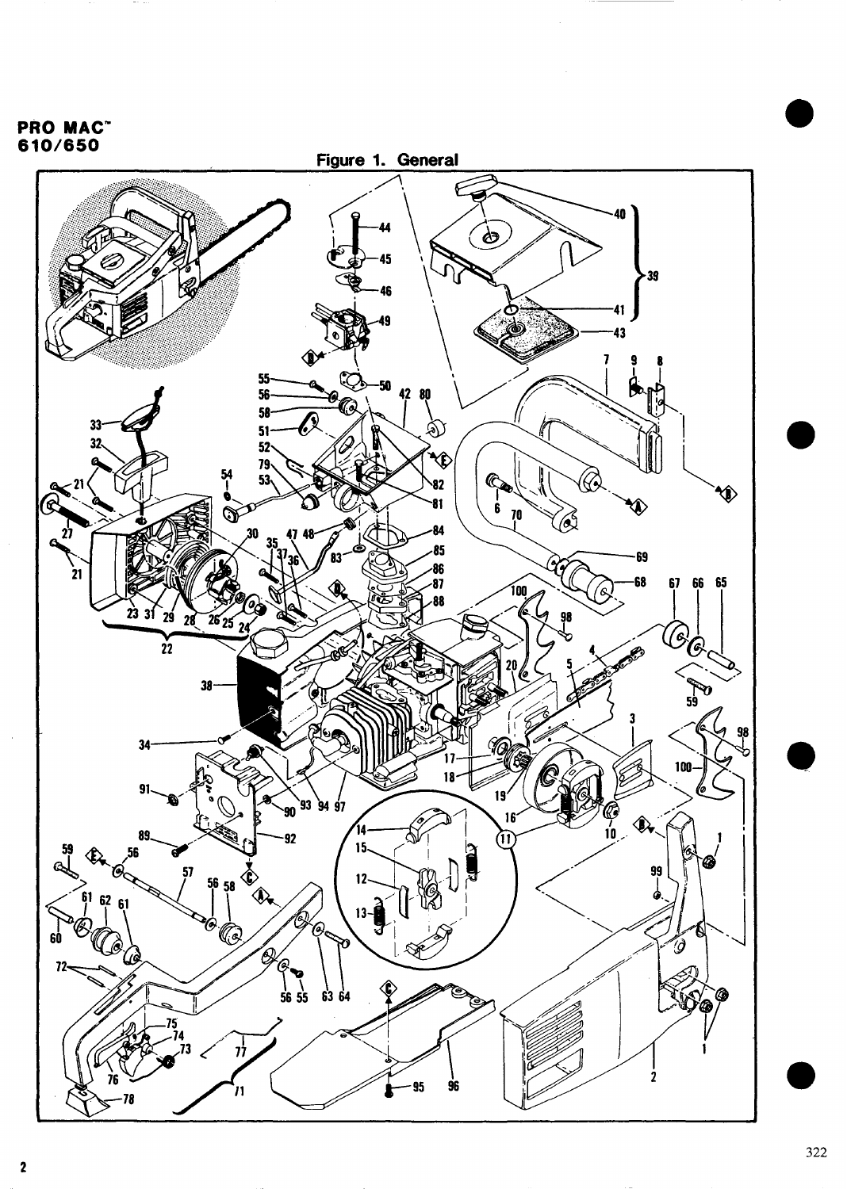**PRO MAC™ 610/650**

## Figure 1. General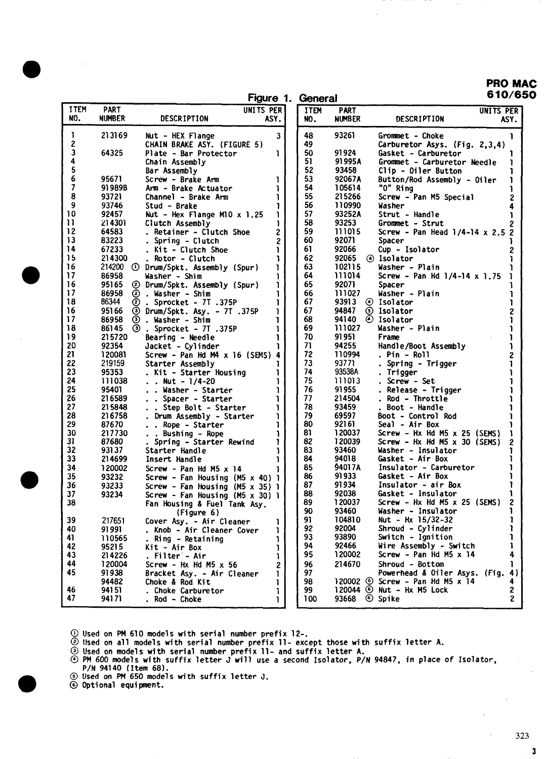# PRO MAC 610/650

## Figure 1. General

| ITEM NO. | PART NUMBER | DESCRIPTION | UNITS PER ASY. |
|---|---|---|---|
| 1 | 213169 | Nut - HEX Flange | 3 |
| 2 | | CHAIN BRAKE ASY. (FIGURE 5) | |
| 3 | 64325 | Plate - Bar Protector | 1 |
| 4 | | Chain Assembly | |
| 5 | | Bar Assembly | |
| 6 | 95671 | Screw - Brake Arm | 1 |
| 7 | 91989B | Arm - Brake Actuator | 1 |
| 8 | 93721 | Channel - Brake Arm | 1 |
| 9 | 93746 | Stud - Brake | 1 |
| 10 | 92457 | Nut - Hex Flange M10 x 1.25 | 1 |
| 11 | 214301 | Clutch Assembly | 1 |
| 12 | 64583 | . Retainer - Clutch Shoe | 2 |
| 13 | 83223 | . Spring - Clutch | 2 |
| 14 | 67233 | . Kit - Clutch Shoe | 1 |
| 15 | 214300 | . Rotor - Clutch | 1 |
| 16 | 214200 ① | Drum/Spkt. Assembly (Spur) | 1 |
| 17 | 86958 | Washer - Shim | 1 |
| 16 | 95165 ② | Drum/Spkt. Assembly (Spur) | 1 |
| 17 | 86958 ② | . Washer - Shim | 1 |
| 18 | 86344 ② | . Sprocket - 7T .375P | 1 |
| 16 | 95166 ③ | Drum/Spkt. Asy. - 7T .375P | 1 |
| 17 | 86958 ③ | . Washer - Shim | 1 |
| 18 | 86145 ③ | . Sprocket - 7T .375P | 1 |
| 19 | 215720 | Bearing - Needle | 1 |
| 20 | 92354 | Jacket - Cylinder | 1 |
| 21 | 120081 | Screw - Pan Hd M4 x 16 (SEMS) | 4 |
| 22 | 219159 | Starter Assembly | 1 |
| 23 | 95353 | . Kit - Starter Housing | 1 |
| 24 | 111038 | . . Nut - 1/4-20 | 1 |
| 25 | 95401 | . . Washer - Starter | 1 |
| 26 | 216589 | . . Spacer - Starter | 1 |
| 27 | 215848 | . . Step Bolt - Starter | 1 |
| 28 | 216758 | . Drum Assembly - Starter | 1 |
| 29 | 87670 | . . Rope - Starter | 1 |
| 30 | 217730 | . . Bushing - Rope | 1 |
| 31 | 87680 | . Spring - Starter Rewind | 1 |
| 32 | 93137 | Starter Handle | 1 |
| 33 | 214699 | Insert Handle | 1 |
| 34 | 120002 | Screw - Pan Hd M5 x 14 | 1 |
| 35 | 93232 | Screw - Fan Housing (M5 x 40) | 1 |
| 36 | 93233 | Screw - Fan Housing (M5 x 35) | 1 |
| 37 | 93234 | Screw - Fan Housing (M5 x 30) | 1 |
| 38 | | Fan Housing & Fuel Tank Asy. (Figure 6) | |
| 39 | 217651 | Cover Asy. - Air Cleaner | 1 |
| 40 | 91991 | . Knob - Air Cleaner Cover | 1 |
| 41 | 110565 | . Ring - Retaining | 1 |
| 42 | 95215 | Kit - Air Box | 1 |
| 43 | 214226 | . Filter - Air | 1 |
| 44 | 120004 | Screw - Hx Hd M5 x 56 | 2 |
| 45 | 91938 | Bracket Asy. - Air Cleaner | 1 |
| | 94482 | Choke & Rod Kit | 1 |
| 46 | 94151 | . Choke Carburetor | 1 |
| 47 | 94171 | . Rod - Choke | 1 |
| 48 | 93261 | Grommet - Choke | 1 |
| 49 | | Carburetor Asys. (Fig. 2,3,4) | |
| 50 | 91924 | Gasket - Carburetor | 1 |
| 51 | 91995A | Grommet - Carburetor Needle | 1 |
| 52 | 93458 | Clip - Oiler Button | 1 |
| 53 | 92067A | Button/Rod Assembly - Oiler | 1 |
| 54 | 105614 | "O" Ring | 1 |
| 55 | 215266 | Screw - Pan M5 Special | 2 |
| 56 | 110990 | Washer | 4 |
| 57 | 93252A | Strut - Handle | 1 |
| 58 | 93253 | Grommet - Strut | 2 |
| 59 | 111015 | Screw - Pan Head 1/4-14 x 2.5 | 2 |
| 60 | 92071 | Spacer | 1 |
| 61 | 92066 | Cup - Isolator | 2 |
| 62 | 92065 | ④ Isolator | 1 |
| 63 | 102115 | Washer - Plain | 1 |
| 64 | 111014 | Screw - Pan Hd 1/4-14 x 1.75 | 1 |
| 65 | 92071 | Spacer | 1 |
| 66 | 111027 | Washer - Plain | 1 |
| 67 | 93913 | ④ Isolator | 1 |
| 67 | 94847 | ⑤ Isolator | 2 |
| 68 | 94140 | ④ Isolator | 1 |
| 69 | 111027 | Washer - Plain | 1 |
| 70 | 91951 | Frame | 1 |
| 71 | 94255 | Handle/Boot Assembly | 1 |
| 72 | 110994 | . Pin - Roll | 2 |
| 73 | 93771 | . Spring - Trigger | 1 |
| 74 | 93538A | . Trigger | 1 |
| 75 | 111013 | . Screw - Set | 1 |
| 76 | 91955 | . Release - Trigger | 1 |
| 77 | 214504 | . Rod - Throttle | 1 |
| 78 | 93459 | . Boot - Handle | 1 |
| 79 | 69597 | Boot - Control Rod | 1 |
| 80 | 92161 | Seal - Air Box | 1 |
| 81 | 120037 | Screw - Hx Hd M5 x 25 (SEMS) | 1 |
| 82 | 120039 | Screw - Hx Hd M5 x 30 (SEMS) | 2 |
| 83 | 93460 | Washer - Insulator | 1 |
| 84 | 94018 | Gasket - Air Box | 1 |
| 85 | 94017A | Insulator - Carburetor | 1 |
| 86 | 91933 | Gasket - Air Box | 1 |
| 87 | 91934 | Insulator - air Box | 1 |
| 88 | 92038 | Gasket - Insulator | 1 |
| 89 | 120037 | Screw - Hx Hd M5 x 25 (SEMS) | 2 |
| 90 | 93460 | Washer - Insulator | 1 |
| 91 | 104810 | Nut - Hx 15/32-32 | 1 |
| 92 | 92004 | Shroud - Cylinder | 1 |
| 93 | 93890 | Switch - Ignition | 1 |
| 94 | 92466 | Wire Assembly - Switch | 1 |
| 95 | 120002 | Screw - Pan Hd M5 x 14 | 4 |
| 96 | 214670 | Shroud - Bottom | 1 |
| 97 | | Powerhead & Oiler Asys. (Fig. 4) | |
| 98 | 120002 ⑥ | Screw - Pan Hd M5 x 14 | 4 |
| 99 | 120044 ⑥ | Nut - Hx M5 Lock | 2 |
| 100 | 93668 ⑥ | Spike | 2 |

① Used on PM 610 models with serial number prefix 12-.
② Used on all models with serial number prefix 11- except those with suffix letter A.
③ Used on models with serial number prefix 11- and suffix letter A.
④ PM 600 models with suffix letter J will use a second Isolator, P/N 94847, in place of Isolator, P/N 94140 (Item 68).
⑤ Used on PM 650 models with suffix letter J.
⑥ Optional equipment.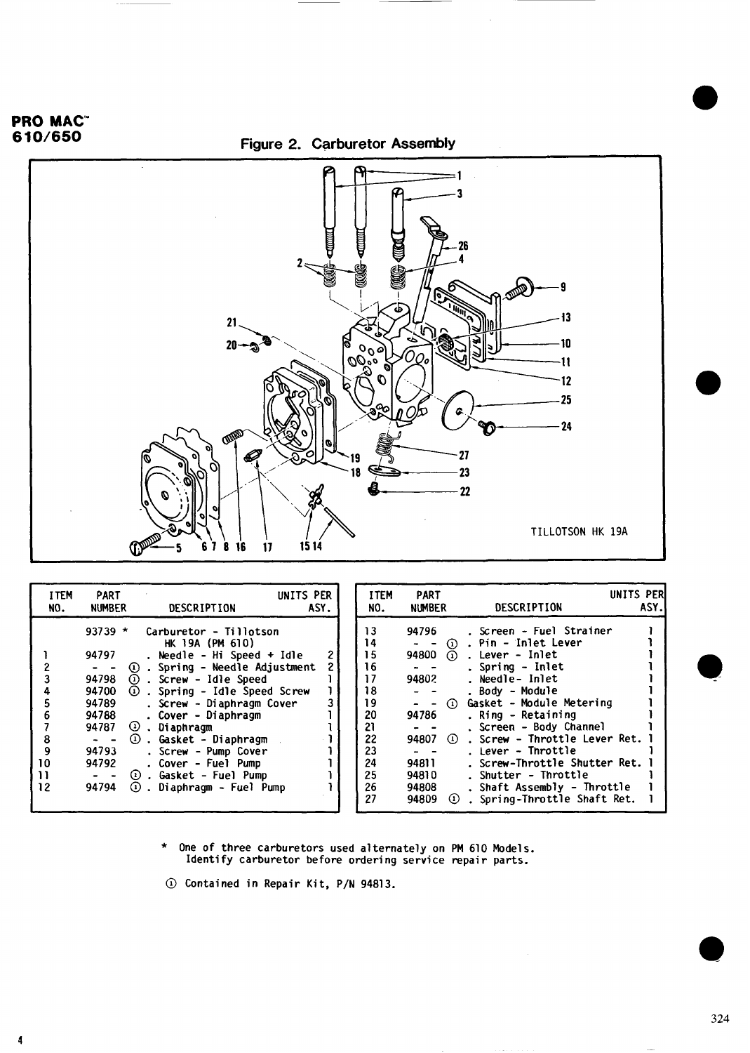**PRO MAC™ 610/650**

## Figure 2. Carburetor Assembly

TILLOTSON HK 19A

| ITEM NO. | PART NUMBER | DESCRIPTION | UNITS PER ASY. |
|---|---|---|---|
| | 93739 * | Carburetor - Tillotson HK 19A (PM 610) | |
| 1 | 94797 | . Needle - Hi Speed + Idle | 2 |
| 2 | - - ① | . Spring - Needle Adjustment | 2 |
| 3 | 94798 ① | . Screw - Idle Speed | 1 |
| 4 | 94700 ① | . Spring - Idle Speed Screw | 1 |
| 5 | 94789 | . Screw - Diaphragm Cover | 3 |
| 6 | 94788 | . Cover - Diaphragm | 1 |
| 7 | 94787 ① | . Diaphragm | 1 |
| 8 | - - ① | . Gasket - Diaphragm | 1 |
| 9 | 94793 | . Screw - Pump Cover | 1 |
| 10 | 94792 | . Cover - Fuel Pump | 1 |
| 11 | - - ① | . Gasket - Fuel Pump | 1 |
| 12 | 94794 ① | . Diaphragm - Fuel Pump | 1 |
| 13 | 94796 | . Screen - Fuel Strainer | 1 |
| 14 | - - ① | . Pin - Inlet Lever | 1 |
| 15 | 94800 ① | . Lever - Inlet | 1 |
| 16 | - - | . Spring - Inlet | 1 |
| 17 | 94802 | . Needle- Inlet | 1 |
| 18 | - - | . Body - Module | 1 |
| 19 | - - ① | Gasket - Module Metering | 1 |
| 20 | 94786 | . Ring - Retaining | 1 |
| 21 | - - | . Screen - Body Channel | 1 |
| 22 | 94807 ① | . Screw - Throttle Lever Ret. | 1 |
| 23 | - - | . Lever - Throttle | 1 |
| 24 | 94811 | . Screw-Throttle Shutter Ret. | 1 |
| 25 | 94810 | . Shutter - Throttle | 1 |
| 26 | 94808 | . Shaft Assembly - Throttle | 1 |
| 27 | 94809 ① | . Spring-Throttle Shaft Ret. | 1 |

\* One of three carburetors used alternately on PM 610 Models. Identify carburetor before ordering service repair parts.

① Contained in Repair Kit, P/N 94813.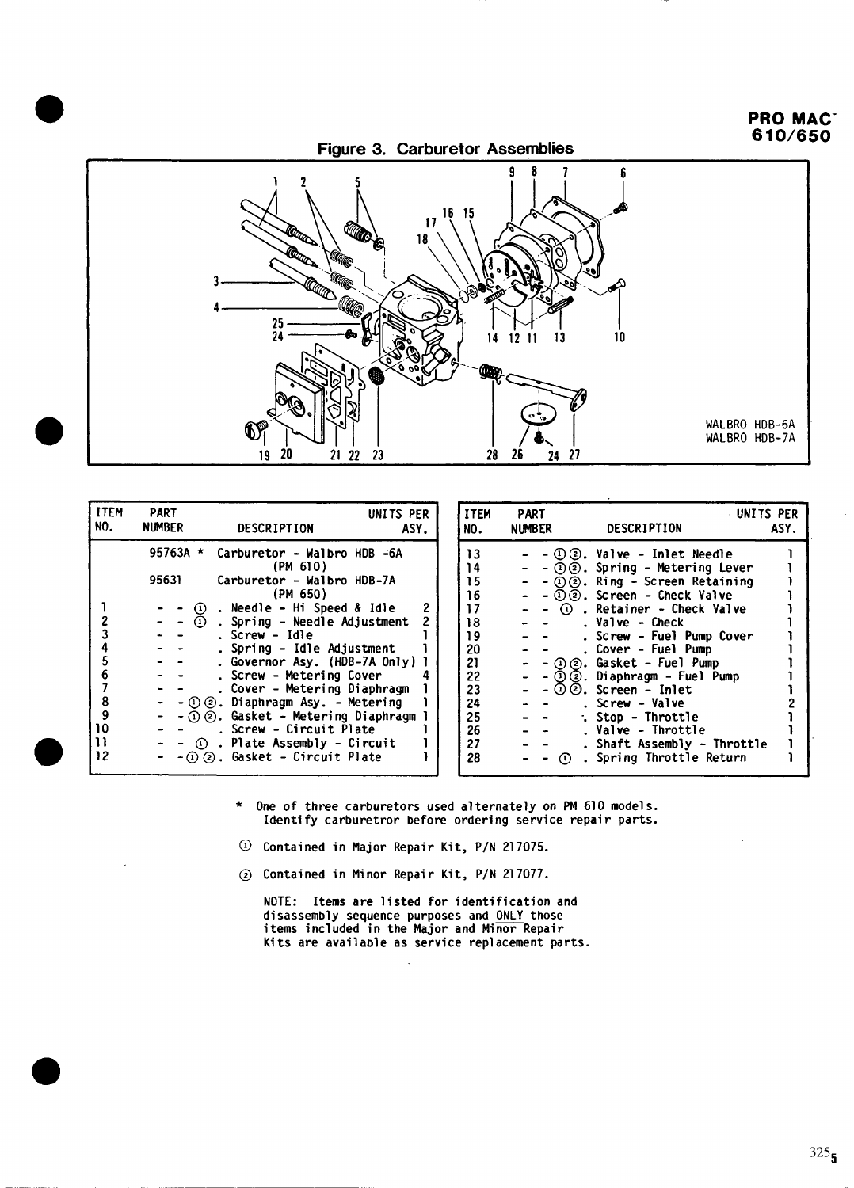# Figure 3. Carburetor Assemblies

WALBRO HDB-6A
WALBRO HDB-7A

| ITEM NO. | PART NUMBER | DESCRIPTION | UNITS PER ASY. |
|---|---|---|---|
| | 95763A * | Carburetor - Walbro HDB -6A (PM 610) | |
| | 95631 | Carburetor - Walbro HDB-7A (PM 650) | |
| 1 | - - ① | . Needle - Hi Speed & Idle | 2 |
| 2 | - - ① | . Spring - Needle Adjustment | 2 |
| 3 | - - | . Screw - Idle | 1 |
| 4 | - - | . Spring - Idle Adjustment | 1 |
| 5 | - - | . Governor Asy. (HDB-7A Only) | 1 |
| 6 | - - | . Screw - Metering Cover | 4 |
| 7 | - - | . Cover - Metering Diaphragm | 1 |
| 8 | - - ①② | . Diaphragm Asy. - Metering | 1 |
| 9 | - - ①② | . Gasket - Metering Diaphragm | 1 |
| 10 | - - | . Screw - Circuit Plate | 1 |
| 11 | - - ① | . Plate Assembly - Circuit | 1 |
| 12 | - - ①② | . Gasket - Circuit Plate | 1 |
| 13 | - - ①② | . Valve - Inlet Needle | 1 |
| 14 | - - ①② | . Spring - Metering Lever | 1 |
| 15 | - - ①② | . Ring - Screen Retaining | 1 |
| 16 | - - ①② | . Screen - Check Valve | 1 |
| 17 | - - ① | . Retainer - Check Valve | 1 |
| 18 | - - | . Valve - Check | 1 |
| 19 | - - | . Screw - Fuel Pump Cover | 1 |
| 20 | - - | . Cover - Fuel Pump | 1 |
| 21 | - - ①② | . Gasket - Fuel Pump | 1 |
| 22 | - - ①② | . Diaphragm - Fuel Pump | 1 |
| 23 | - - ①② | . Screen - Inlet | 1 |
| 24 | - - | . Screw - Valve | 2 |
| 25 | - - | . Stop - Throttle | 1 |
| 26 | - - | . Valve - Throttle | 1 |
| 27 | - - | . Shaft Assembly - Throttle | 1 |
| 28 | - - ① | . Spring Throttle Return | 1 |

\* One of three carburetors used alternately on PM 610 models. Identify carburetror before ordering service repair parts.

① Contained in Major Repair Kit, P/N 217075.

② Contained in Minor Repair Kit, P/N 217077.

NOTE: Items are listed for identification and disassembly sequence purposes and ONLY those items included in the Major and Minor Repair Kits are available as service replacement parts.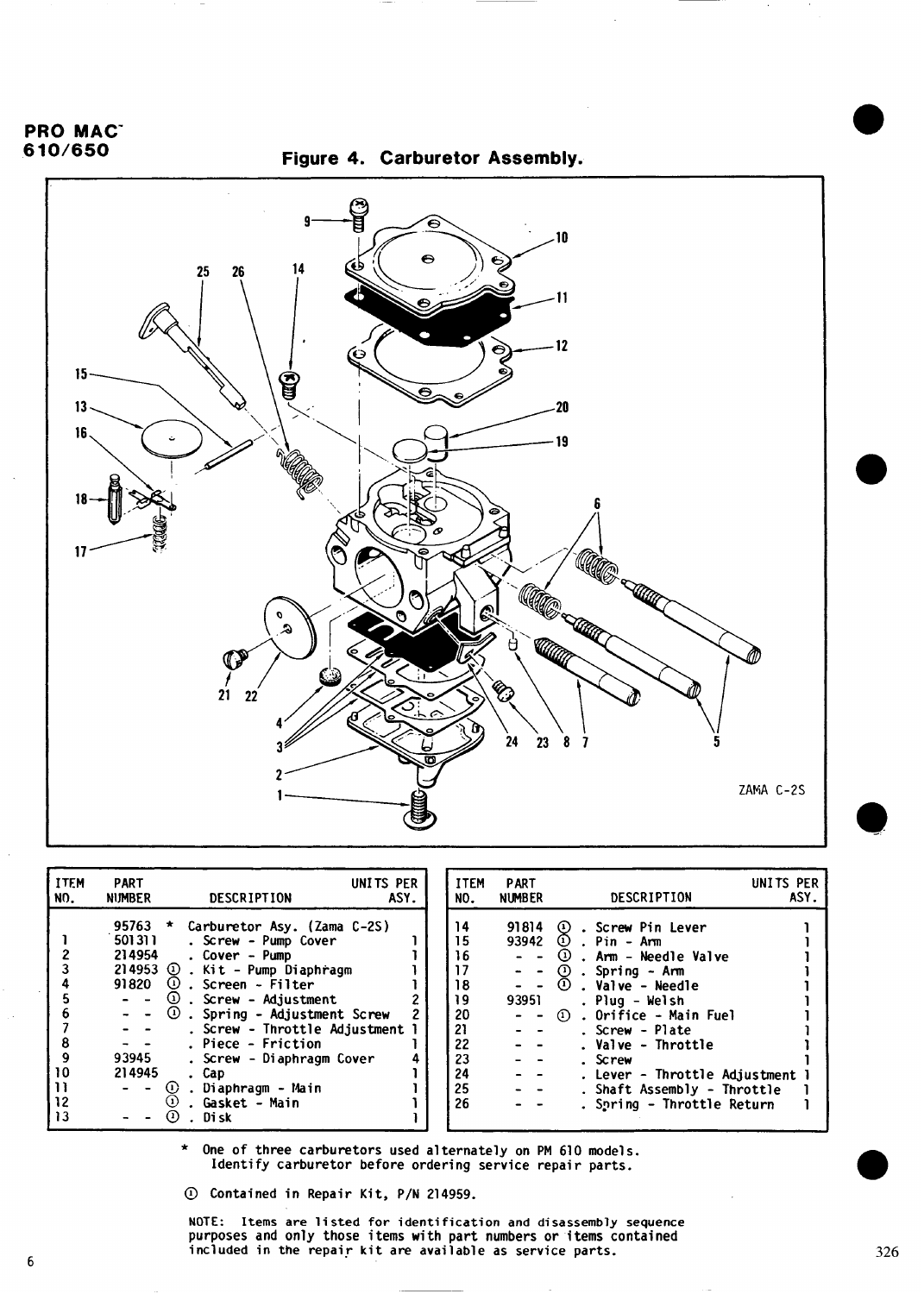# PRO MAC 610/650

## Figure 4. Carburetor Assembly.

ZAMA C-2S

| ITEM NO. | PART NUMBER | DESCRIPTION | UNITS PER ASY. |
|---|---|---|---|
| | 95763 * | Carburetor Asy. (Zama C-2S) | |
| 1 | 501311 | . Screw - Pump Cover | 1 |
| 2 | 214954 | . Cover - Pump | 1 |
| 3 | 214953 ① | . Kit - Pump Diaphragm | 1 |
| 4 | 91820 ① | . Screen - Filter | 1 |
| 5 | - - ① | . Screw - Adjustment | 2 |
| 6 | - - ① | . Spring - Adjustment Screw | 2 |
| 7 | - - | . Screw - Throttle Adjustment | 1 |
| 8 | - - | . Piece - Friction | 1 |
| 9 | 93945 | . Screw - Diaphragm Cover | 4 |
| 10 | 214945 | . Cap | 1 |
| 11 | - - ① | . Diaphragm - Main | 1 |
| 12 | ① | . Gasket - Main | 1 |
| 13 | - - ① | . Disk | 1 |
| 14 | 91814 ① | . Screw Pin Lever | 1 |
| 15 | 93942 ① | . Pin - Arm | 1 |
| 16 | - - ① | . Arm - Needle Valve | 1 |
| 17 | - - ① | . Spring - Arm | 1 |
| 18 | - - ① | . Valve - Needle | 1 |
| 19 | 93951 | . Plug - Welsh | 1 |
| 20 | - - ① | . Orifice - Main Fuel | 1 |
| 21 | - - | . Screw - Plate | 1 |
| 22 | - - | . Valve - Throttle | 1 |
| 23 | - - | . Screw | 1 |
| 24 | - - | . Lever - Throttle Adjustment | 1 |
| 25 | - - | . Shaft Assembly - Throttle | 1 |
| 26 | - - | . Spring - Throttle Return | 1 |

\* One of three carburetors used alternately on PM 610 models. Identify carburetor before ordering service repair parts.

① Contained in Repair Kit, P/N 214959.

NOTE: Items are listed for identification and disassembly sequence purposes and only those items with part numbers or items contained included in the repair kit are available as service parts.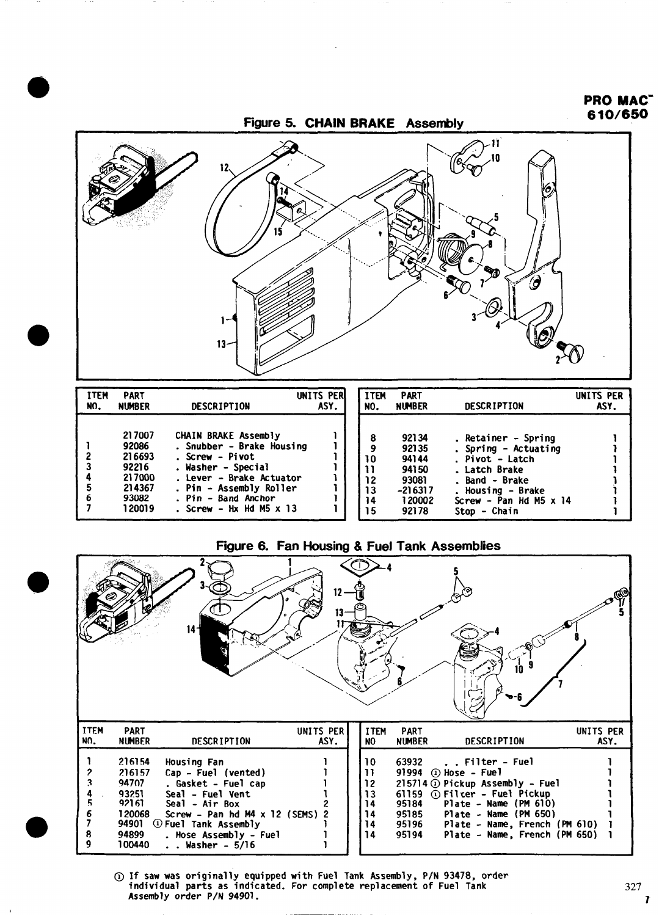**PRO MAC™ 610/650**

## Figure 5. CHAIN BRAKE Assembly

| ITEM NO. | PART NUMBER | DESCRIPTION | UNITS PER ASY. |
|---|---|---|---|
| | 217007 | CHAIN BRAKE Assembly | 1 |
| 1 | 92086 | . Snubber - Brake Housing | 1 |
| 2 | 216693 | . Screw - Pivot | 1 |
| 3 | 92216 | . Washer - Special | 1 |
| 4 | 217000 | . Lever - Brake Actuator | 1 |
| 5 | 214367 | . Pin - Assembly Roller | 1 |
| 6 | 93082 | . Pin - Band Anchor | 1 |
| 7 | 120019 | . Screw - Hx Hd M5 x 13 | 1 |
| 8 | 92134 | . Retainer - Spring | 1 |
| 9 | 92135 | . Spring - Actuating | 1 |
| 10 | 94144 | . Pivot - Latch | 1 |
| 11 | 94150 | . Latch Brake | 1 |
| 12 | 93081 | . Band - Brake | 1 |
| 13 | -216317 | . Housing - Brake | 1 |
| 14 | 120002 | Screw - Pan Hd M5 x 14 | 1 |
| 15 | 92178 | Stop - Chain | 1 |

## Figure 6. Fan Housing & Fuel Tank Assemblies

| ITEM NO. | PART NUMBER | DESCRIPTION | UNITS PER ASY. |
|---|---|---|---|
| 1 | 216154 | Housing Fan | 1 |
| 2 | 216157 | Cap - Fuel (vented) | 1 |
| 3 | 94707 | . Gasket - Fuel cap | 1 |
| 4 | 93251 | Seal - Fuel Vent | 1 |
| 5 | 92161 | Seal - Air Box | 2 |
| 6 | 120068 | Screw - Pan hd M4 x 12 (SEMS) | 2 |
| 7 | 94901 | ① Fuel Tank Assembly | 1 |
| 8 | 94899 | . Hose Assembly - Fuel | 1 |
| 9 | 100440 | . . Washer - 5/16 | 1 |
| 10 | 63932 | . . Filter - Fuel | 1 |
| 11 | 91994 | ① Hose - Fuel | 1 |
| 12 | 215714 | ① Pickup Assembly - Fuel | 1 |
| 13 | 61159 | ① Filter - Fuel Pickup | 1 |
| 14 | 95184 | Plate - Name (PM 610) | 1 |
| 14 | 95185 | Plate - Name (PM 650) | 1 |
| 14 | 95196 | Plate - Name, French (PM 610) | 1 |
| 14 | 95194 | Plate - Name, French (PM 650) | 1 |

① If saw was originally equipped with Fuel Tank Assembly, P/N 93478, order individual parts as indicated. For complete replacement of Fuel Tank Assembly order P/N 94901.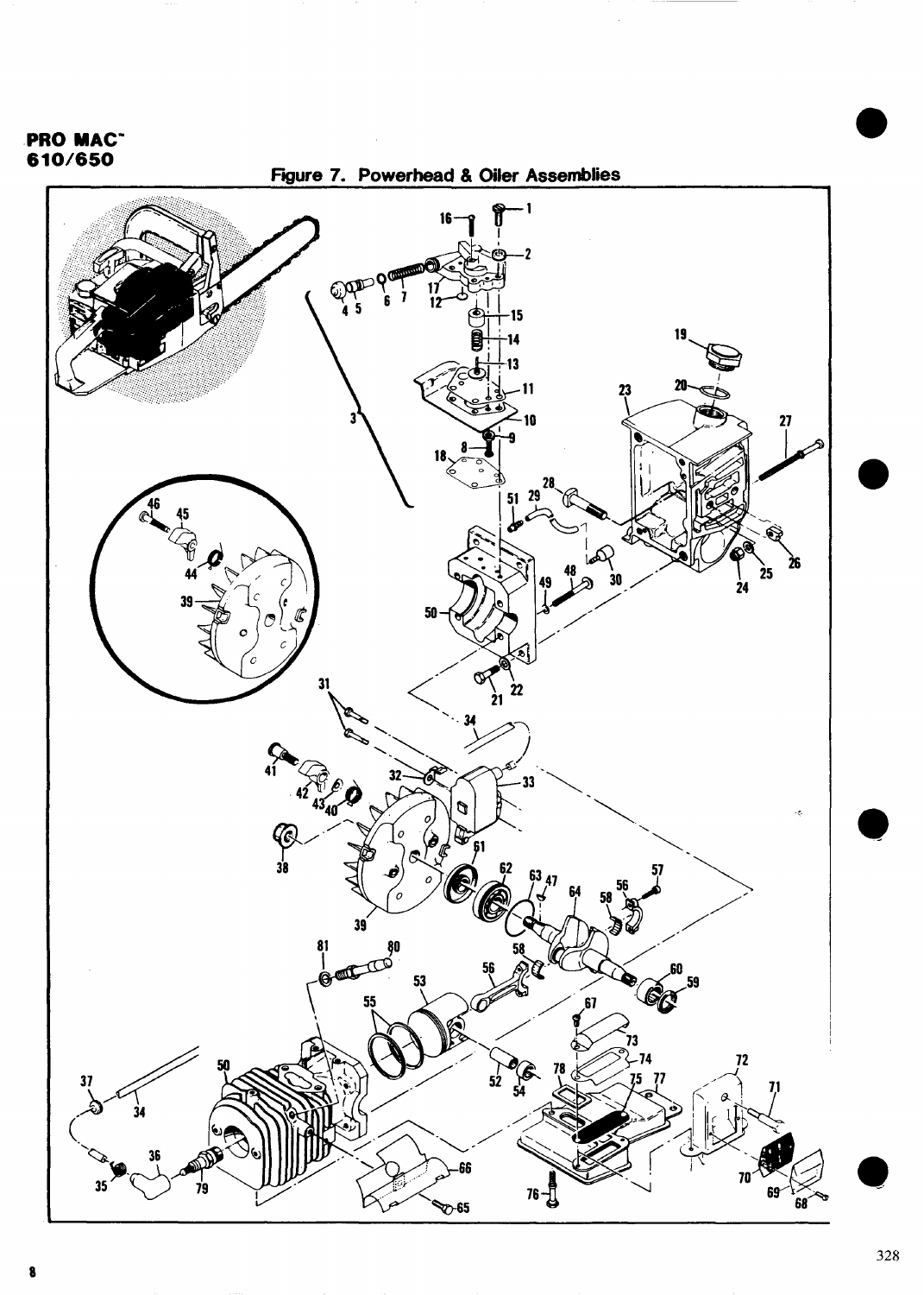**PRO MAC™ 610/650**

## Figure 7. Powerhead & Oiler Assemblies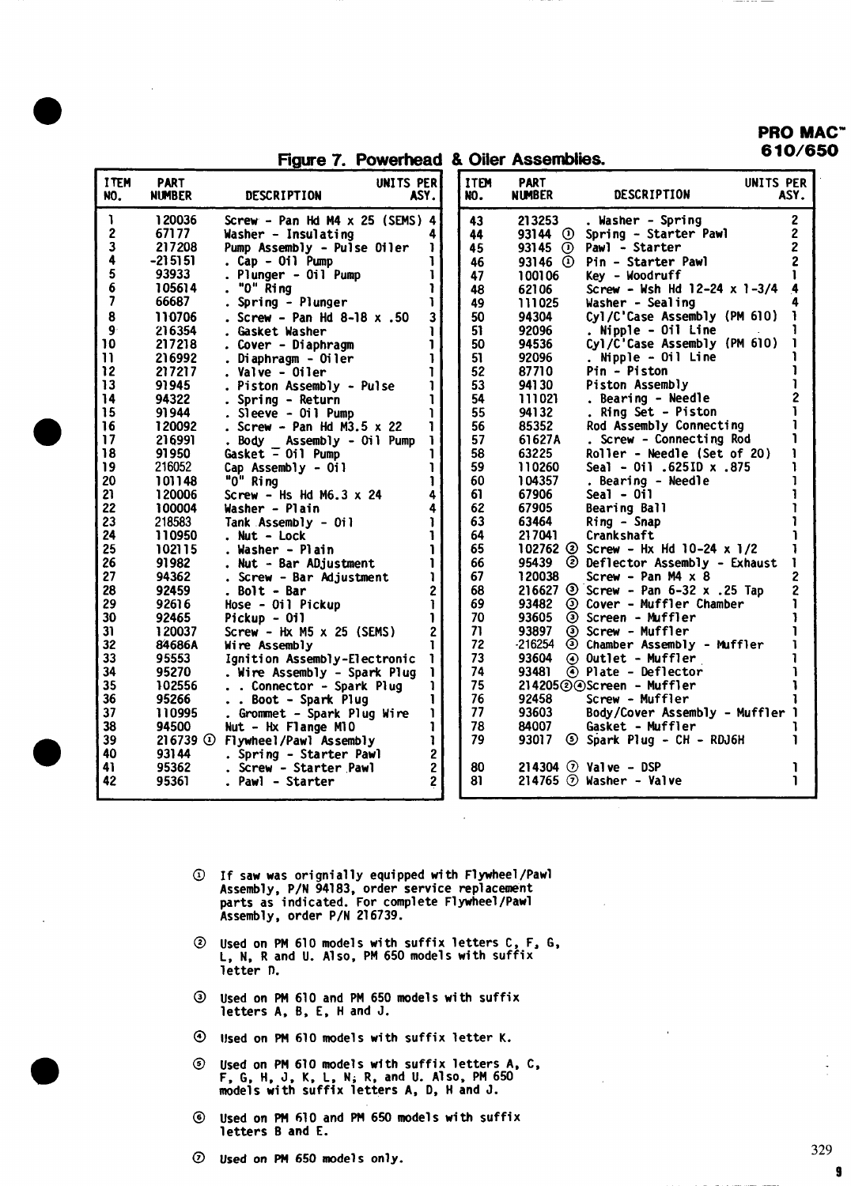**PRO MAC™ 610/650**

## Figure 7. Powerhead & Oiler Assemblies.

| ITEM NO. | PART NUMBER | DESCRIPTION | UNITS PER ASY. |
|---|---|---|---|
| 1 | 120036 | Screw - Pan Hd M4 x 25 (SEMS) | 4 |
| 2 | 67177 | Washer - Insulating | 4 |
| 3 | 217208 | Pump Assembly - Pulse Oiler | 1 |
| 4 | -215151 | . Cap - Oil Pump | 1 |
| 5 | 93933 | . Plunger - Oil Pump | 1 |
| 6 | 105614 | . "O" Ring | 1 |
| 7 | 66687 | . Spring - Plunger | 1 |
| 8 | 110706 | . Screw - Pan Hd 8-18 x .50 | 3 |
| 9 | 216354 | . Gasket Washer | 1 |
| 10 | 217218 | . Cover - Diaphragm | 1 |
| 11 | 216992 | . Diaphragm - Oiler | 1 |
| 12 | 217217 | . Valve - Oiler | 1 |
| 13 | 91945 | . Piston Assembly - Pulse | 1 |
| 14 | 94322 | . Spring - Return | 1 |
| 15 | 91944 | . Sleeve - Oil Pump | 1 |
| 16 | 120092 | . Screw - Pan Hd M3.5 x 22 | 1 |
| 17 | 216991 | . Body _ Assembly - Oil Pump | 1 |
| 18 | 91950 | Gasket - Oil Pump | 1 |
| 19 | 216052 | Cap Assembly - Oil | 1 |
| 20 | 101148 | "O" Ring | 1 |
| 21 | 120006 | Screw - Hs Hd M6.3 x 24 | 4 |
| 22 | 100004 | Washer - Plain | 4 |
| 23 | 218583 | Tank Assembly - Oil | 1 |
| 24 | 110950 | . Nut - Lock | 1 |
| 25 | 102115 | . Washer - Plain | 1 |
| 26 | 91982 | . Nut - Bar ADjustment | 1 |
| 27 | 94362 | . Screw - Bar Adjustment | 1 |
| 28 | 92459 | . Bolt - Bar | 2 |
| 29 | 92616 | Hose - Oil Pickup | 1 |
| 30 | 92465 | Pickup - Oil | 1 |
| 31 | 120037 | Screw - Hx M5 x 25 (SEMS) | 2 |
| 32 | 84686A | Wire Assembly | 1 |
| 33 | 95553 | Ignition Assembly-Electronic | 1 |
| 34 | 95270 | . Wire Assembly - Spark Plug | 1 |
| 35 | 102556 | . . Connector - Spark Plug | 1 |
| 36 | 95266 | . . Boot - Spark Plug | 1 |
| 37 | 110995 | . Grommet - Spark Plug Wire | 1 |
| 38 | 94500 | Nut - Hx Flange M10 | 1 |
| 39 | 216739 ① | Flywheel/Pawl Assembly | 1 |
| 40 | 93144 | . Spring - Starter Pawl | 2 |
| 41 | 95362 | . Screw - Starter Pawl | 2 |
| 42 | 95361 | . Pawl - Starter | 2 |
| 43 | 213253 | . Washer - Spring | 2 |
| 44 | 93144 ① | Spring - Starter Pawl | 2 |
| 45 | 93145 ① | Pawl - Starter | 2 |
| 46 | 93146 ① | Pin - Starter Pawl | 2 |
| 47 | 100106 | Key - Woodruff | 1 |
| 48 | 62106 | Screw - Wsh Hd 12-24 x 1-3/4 | 4 |
| 49 | 111025 | Washer - Sealing | 4 |
| 50 | 94304 | Cyl/C'Case Assembly (PM 610) | 1 |
| 51 | 92096 | . Nipple - Oil Line | 1 |
| 50 | 94536 | Cyl/C'Case Assembly (PM 610) | 1 |
| 51 | 92096 | . Nipple - Oil Line | 1 |
| 52 | 87710 | Pin - Piston | 1 |
| 53 | 94130 | Piston Assembly | 1 |
| 54 | 111021 | . Bearing - Needle | 2 |
| 55 | 94132 | . Ring Set - Piston | 1 |
| 56 | 85352 | Rod Assembly Connecting | 1 |
| 57 | 61627A | . Screw - Connecting Rod | 1 |
| 58 | 63225 | Roller - Needle (Set of 20) | 1 |
| 59 | 110260 | Seal - Oil .625ID x .875 | 1 |
| 60 | 104357 | . Bearing - Needle | 1 |
| 61 | 67906 | Seal - Oil | 1 |
| 62 | 67905 | Bearing Ball | 1 |
| 63 | 63464 | Ring - Snap | 1 |
| 64 | 217041 | Crankshaft | 1 |
| 65 | 102762 ② | Screw - Hx Hd 10-24 x 1/2 | 1 |
| 66 | 95439 ② | Deflector Assembly - Exhaust | 1 |
| 67 | 120038 | Screw - Pan M4 x 8 | 2 |
| 68 | 216627 ③ | Screw - Pan 6-32 x .25 Tap | 2 |
| 69 | 93482 ③ | Cover - Muffler Chamber | 1 |
| 70 | 93605 ③ | Screen - Muffler | 1 |
| 71 | 93897 ③ | Screw - Muffler | 1 |
| 72 | -216254 ③ | Chamber Assembly - Muffler | 1 |
| 73 | 93604 ④ | Outlet - Muffler | 1 |
| 74 | 93481 ④ | Plate - Deflector | 1 |
| 75 | 214205②④ | Screen - Muffler | 1 |
| 76 | 92458 | Screw - Muffler | 1 |
| 77 | 93603 | Body/Cover Assembly - Muffler | 1 |
| 78 | 84007 | Gasket - Muffler | 1 |
| 79 | 93017 ⑤ | Spark Plug - CH - RDJ6H | 1 |
| 80 | 214304 ⑦ | Valve - DSP | 1 |
| 81 | 214765 ⑦ | Washer - Valve | 1 |

① If saw was orignially equipped with Flywheel/Pawl Assembly, P/N 94183, order service replacement parts as indicated. For complete Flywheel/Pawl Assembly, order P/N 216739.

② Used on PM 610 models with suffix letters C, F, G, L, N, R and U. Also, PM 650 models with suffix letter D.

③ Used on PM 610 and PM 650 models with suffix letters A, B, E, H and J.

④ Used on PM 610 models with suffix letter K.

⑤ Used on PM 610 models with suffix letters A, C, F, G, H, J, K, L, N, R, and U. Also, PM 650 models with suffix letters A, D, H and J.

⑥ Used on PM 610 and PM 650 models with suffix letters B and E.

⑦ Used on PM 650 models only.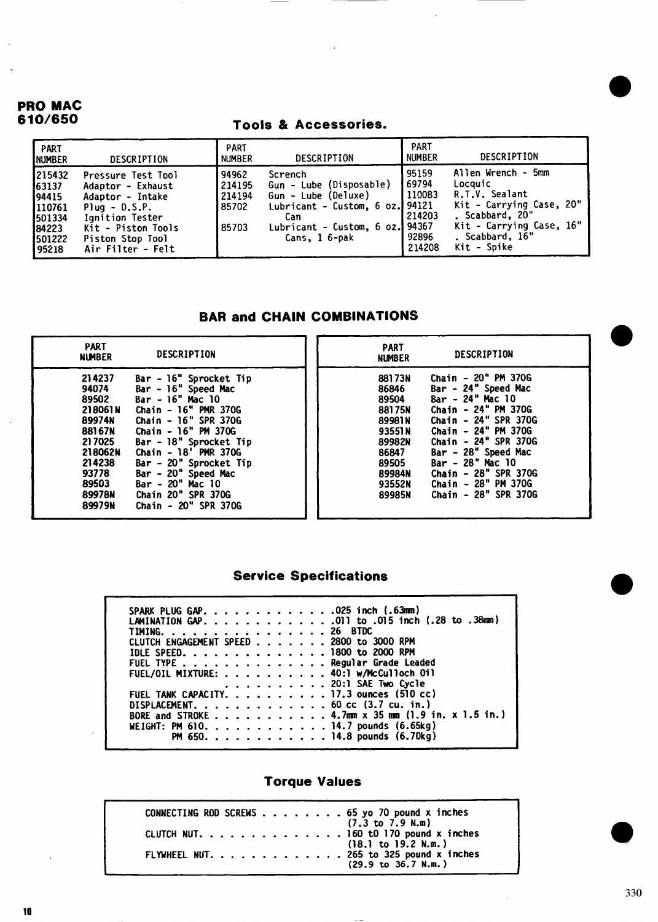## PRO MAC 610/650

### Tools & Accessories.

| PART NUMBER | DESCRIPTION | PART NUMBER | DESCRIPTION | PART NUMBER | DESCRIPTION |
|---|---|---|---|---|---|
| 215432 | Pressure Test Tool | 94962 | Scrench | 95159 | Allen Wrench - 5mm |
| 63137 | Adaptor - Exhaust | 214195 | Gun - Lube (Disposable) | 69794 | Locquic |
| 94415 | Adaptor - Intake | 214194 | Gun - Lube (Deluxe) | 110083 | R.T.V. Sealant |
| 110761 | Plug - D.S.P. | 85702 | Lubricant - Custom, 6 oz. Can | 94121 | Kit - Carrying Case, 20" |
| 501334 | Ignition Tester | | | 214203 | . Scabbard, 20" |
| 84223 | Kit - Piston Tools | 85703 | Lubricant - Custom, 6 oz. Cans, 1 6-pak | 94367 | Kit - Carrying Case, 16" |
| 501222 | Piston Stop Tool | | | 92896 | . Scabbard, 16" |
| 95218 | Air Filter - Felt | | | 214208 | Kit - Spike |

### BAR and CHAIN COMBINATIONS

| PART NUMBER | DESCRIPTION | PART NUMBER | DESCRIPTION |
|---|---|---|---|
| 214237 | Bar - 16" Sprocket Tip | 88173N | Chain - 20" PM 370G |
| 94074 | Bar - 16" Speed Mac | 86846 | Bar - 24" Speed Mac |
| 89502 | Bar - 16" Mac 10 | 89504 | Bar - 24" Mac 10 |
| 218061N | Chain - 16" PMR 370G | 88175N | Chain - 24" PM 370G |
| 89974N | Chain - 16" SPR 370G | 89981N | Chain - 24" SPR 370G |
| 88167N | Chain - 16" PM 370G | 93551N | Chain - 24" PM 370G |
| 217025 | Bar - 18" Sprocket Tip | 89982N | Chain - 24" SPR 370G |
| 218062N | Chain - 18' PMR 370G | 86847 | Bar - 28" Speed Mac |
| 214238 | Bar - 20" Sprocket Tip | 89505 | Bar - 28" Mac 10 |
| 93778 | Bar - 20" Speed Mac | 89984N | Chain - 28" SPR 370G |
| 89503 | Bar - 20" Mac 10 | 93552N | Chain - 28" PM 370G |
| 89978N | Chain 20" SPR 370G | 89985N | Chain - 28" SPR 370G |
| 89979N | Chain - 20" SPR 370G | | |

### Service Specifications

SPARK PLUG GAP. . . . . . . . . . . . .025 inch (.63mm)
LAMINATION GAP. . . . . . . . . . . . .011 to .015 inch (.28 to .38mm)
TIMING. . . . . . . . . . . . . . . . 26 BTDC
CLUTCH ENGAGEMENT SPEED . . . . . . . 2800 to 3000 RPM
IDLE SPEED. . . . . . . . . . . . . . 1800 to 2000 RPM
FUEL TYPE . . . . . . . . . . . . . . Regular Grade Leaded
FUEL/OIL MIXTURE: . . . . . . . . . . 40:1 w/McCulloch Oil
. . . . . . . . . . 20:1 SAE Two Cycle
FUEL TANK CAPACITY. . . . . . . . . . 17.3 ounces (510 cc)
DISPLACEMENT. . . . . . . . . . . . . 60 cc (3.7 cu. in.)
BORE and STROKE . . . . . . . . . . . 4.7mm x 35 mm (1.9 in. x 1.5 in.)
WEIGHT: PM 610. . . . . . . . . . . . 14.7 pounds (6.65kg)
PM 650. . . . . . . . . . . . 14.8 pounds (6.70kg)

### Torque Values

CONNECTING ROD SCREWS . . . . . . . . 65 yo 70 pound x inches (7.3 to 7.9 N.m)
CLUTCH NUT. . . . . . . . . . . . . . 160 tO 170 pound x inches (18.1 to 19.2 N.m.)
FLYWHEEL NUT. . . . . . . . . . . . . 265 to 325 pound x inches (29.9 to 36.7 N.m.)